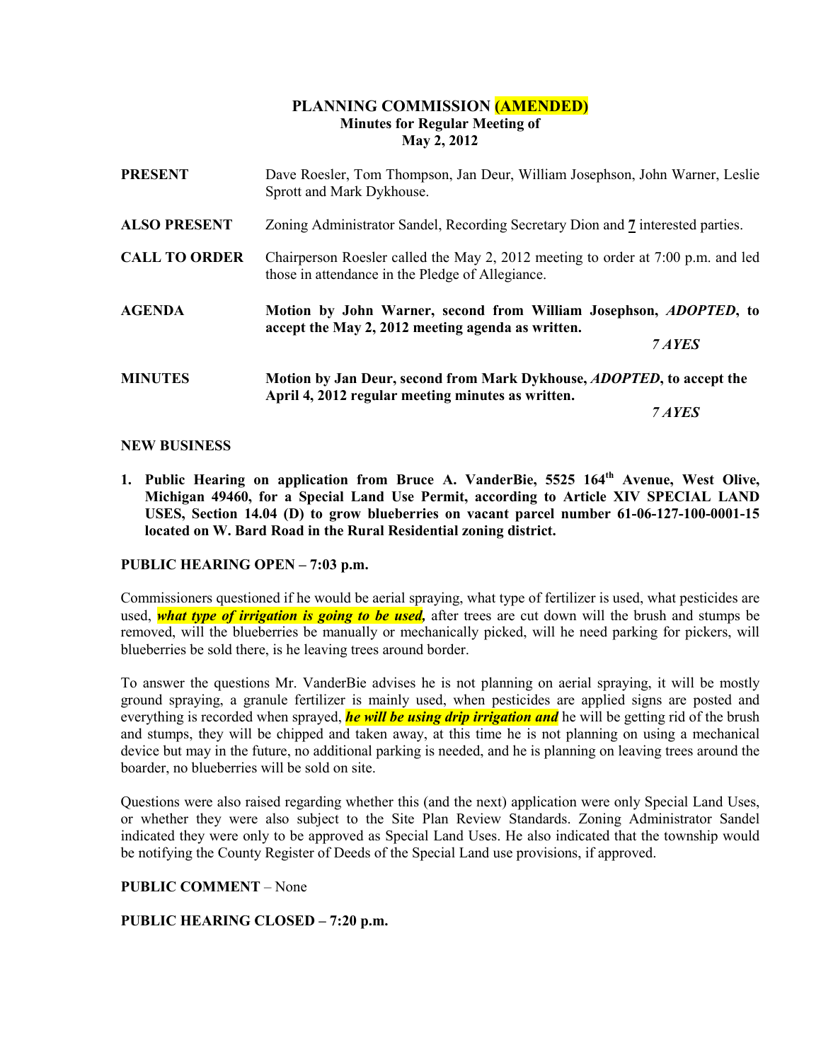# PLANNING COMMISSION (AMENDED)

**Minutes for Regular Meeting of**
**May 2, 2012**

**PRESENT** Dave Roesler, Tom Thompson, Jan Deur, William Josephson, John Warner, Leslie Sprott and Mark Dykhouse.

**ALSO PRESENT** Zoning Administrator Sandel, Recording Secretary Dion and 7 interested parties.

**CALL TO ORDER** Chairperson Roesler called the May 2, 2012 meeting to order at 7:00 p.m. and led those in attendance in the Pledge of Allegiance.

**AGENDA** **Motion by John Warner, second from William Josephson, *ADOPTED*, to accept the May 2, 2012 meeting agenda as written.**

*7 AYES*

**MINUTES** **Motion by Jan Deur, second from Mark Dykhouse, *ADOPTED*, to accept the April 4, 2012 regular meeting minutes as written.**

*7 AYES*

**NEW BUSINESS**

**1. Public Hearing on application from Bruce A. VanderBie, 5525 164th Avenue, West Olive, Michigan 49460, for a Special Land Use Permit, according to Article XIV SPECIAL LAND USES, Section 14.04 (D) to grow blueberries on vacant parcel number 61-06-127-100-0001-15 located on W. Bard Road in the Rural Residential zoning district.**

**PUBLIC HEARING OPEN – 7:03 p.m.**

Commissioners questioned if he would be aerial spraying, what type of fertilizer is used, what pesticides are used, ***what type of irrigation is going to be used,*** after trees are cut down will the brush and stumps be removed, will the blueberries be manually or mechanically picked, will he need parking for pickers, will blueberries be sold there, is he leaving trees around border.

To answer the questions Mr. VanderBie advises he is not planning on aerial spraying, it will be mostly ground spraying, a granule fertilizer is mainly used, when pesticides are applied signs are posted and everything is recorded when sprayed, ***he will be using drip irrigation and*** he will be getting rid of the brush and stumps, they will be chipped and taken away, at this time he is not planning on using a mechanical device but may in the future, no additional parking is needed, and he is planning on leaving trees around the boarder, no blueberries will be sold on site.

Questions were also raised regarding whether this (and the next) application were only Special Land Uses, or whether they were also subject to the Site Plan Review Standards. Zoning Administrator Sandel indicated they were only to be approved as Special Land Uses. He also indicated that the township would be notifying the County Register of Deeds of the Special Land use provisions, if approved.

**PUBLIC COMMENT** – None

**PUBLIC HEARING CLOSED – 7:20 p.m.**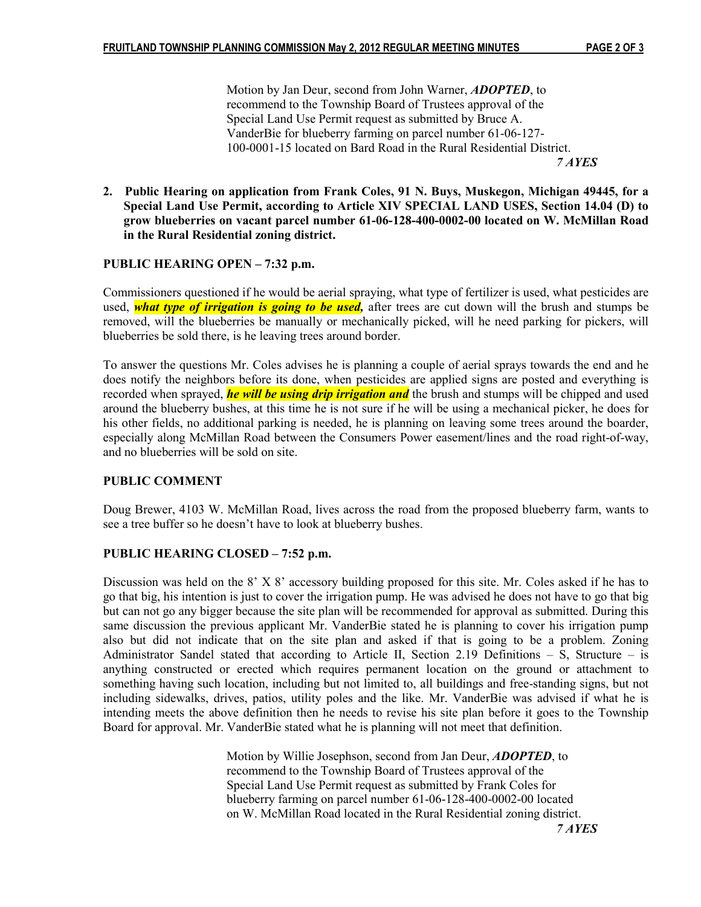Motion by Jan Deur, second from John Warner, ***ADOPTED***, to recommend to the Township Board of Trustees approval of the Special Land Use Permit request as submitted by Bruce A. VanderBie for blueberry farming on parcel number 61-06-127-100-0001-15 located on Bard Road in the Rural Residential District.

***7 AYES***

**2. Public Hearing on application from Frank Coles, 91 N. Buys, Muskegon, Michigan 49445, for a Special Land Use Permit, according to Article XIV SPECIAL LAND USES, Section 14.04 (D) to grow blueberries on vacant parcel number 61-06-128-400-0002-00 located on W. McMillan Road in the Rural Residential zoning district.**

**PUBLIC HEARING OPEN – 7:32 p.m.**

Commissioners questioned if he would be aerial spraying, what type of fertilizer is used, what pesticides are used, ***what type of irrigation is going to be used,*** after trees are cut down will the brush and stumps be removed, will the blueberries be manually or mechanically picked, will he need parking for pickers, will blueberries be sold there, is he leaving trees around border.

To answer the questions Mr. Coles advises he is planning a couple of aerial sprays towards the end and he does notify the neighbors before its done, when pesticides are applied signs are posted and everything is recorded when sprayed, ***he will be using drip irrigation and*** the brush and stumps will be chipped and used around the blueberry bushes, at this time he is not sure if he will be using a mechanical picker, he does for his other fields, no additional parking is needed, he is planning on leaving some trees around the boarder, especially along McMillan Road between the Consumers Power easement/lines and the road right-of-way, and no blueberries will be sold on site.

**PUBLIC COMMENT**

Doug Brewer, 4103 W. McMillan Road, lives across the road from the proposed blueberry farm, wants to see a tree buffer so he doesn't have to look at blueberry bushes.

**PUBLIC HEARING CLOSED – 7:52 p.m.**

Discussion was held on the 8' X 8' accessory building proposed for this site. Mr. Coles asked if he has to go that big, his intention is just to cover the irrigation pump. He was advised he does not have to go that big but can not go any bigger because the site plan will be recommended for approval as submitted. During this same discussion the previous applicant Mr. VanderBie stated he is planning to cover his irrigation pump also but did not indicate that on the site plan and asked if that is going to be a problem. Zoning Administrator Sandel stated that according to Article II, Section 2.19 Definitions – S, Structure – is anything constructed or erected which requires permanent location on the ground or attachment to something having such location, including but not limited to, all buildings and free-standing signs, but not including sidewalks, drives, patios, utility poles and the like. Mr. VanderBie was advised if what he is intending meets the above definition then he needs to revise his site plan before it goes to the Township Board for approval. Mr. VanderBie stated what he is planning will not meet that definition.

Motion by Willie Josephson, second from Jan Deur, ***ADOPTED***, to recommend to the Township Board of Trustees approval of the Special Land Use Permit request as submitted by Frank Coles for blueberry farming on parcel number 61-06-128-400-0002-00 located on W. McMillan Road located in the Rural Residential zoning district.

***7 AYES***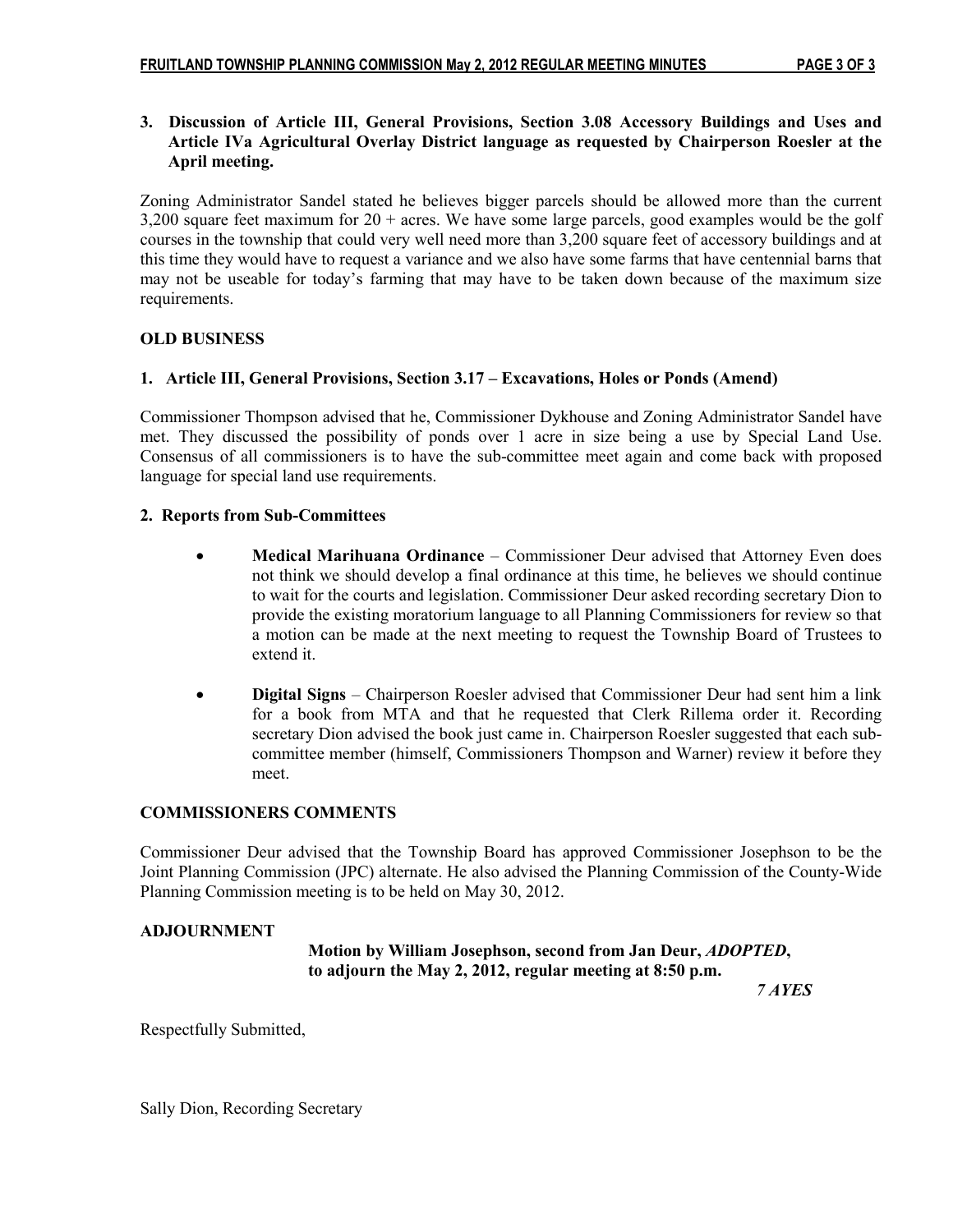**3. Discussion of Article III, General Provisions, Section 3.08 Accessory Buildings and Uses and Article IVa Agricultural Overlay District language as requested by Chairperson Roesler at the April meeting.**

Zoning Administrator Sandel stated he believes bigger parcels should be allowed more than the current 3,200 square feet maximum for 20 + acres. We have some large parcels, good examples would be the golf courses in the township that could very well need more than 3,200 square feet of accessory buildings and at this time they would have to request a variance and we also have some farms that have centennial barns that may not be useable for today's farming that may have to be taken down because of the maximum size requirements.

## OLD BUSINESS

**1. Article III, General Provisions, Section 3.17 – Excavations, Holes or Ponds (Amend)**

Commissioner Thompson advised that he, Commissioner Dykhouse and Zoning Administrator Sandel have met. They discussed the possibility of ponds over 1 acre in size being a use by Special Land Use. Consensus of all commissioners is to have the sub-committee meet again and come back with proposed language for special land use requirements.

**2. Reports from Sub-Committees**

- **Medical Marihuana Ordinance** – Commissioner Deur advised that Attorney Even does not think we should develop a final ordinance at this time, he believes we should continue to wait for the courts and legislation. Commissioner Deur asked recording secretary Dion to provide the existing moratorium language to all Planning Commissioners for review so that a motion can be made at the next meeting to request the Township Board of Trustees to extend it.
- **Digital Signs** – Chairperson Roesler advised that Commissioner Deur had sent him a link for a book from MTA and that he requested that Clerk Rillema order it. Recording secretary Dion advised the book just came in. Chairperson Roesler suggested that each sub-committee member (himself, Commissioners Thompson and Warner) review it before they meet.

## COMMISSIONERS COMMENTS

Commissioner Deur advised that the Township Board has approved Commissioner Josephson to be the Joint Planning Commission (JPC) alternate. He also advised the Planning Commission of the County-Wide Planning Commission meeting is to be held on May 30, 2012.

## ADJOURNMENT

**Motion by William Josephson, second from Jan Deur, *ADOPTED*, to adjourn the May 2, 2012, regular meeting at 8:50 p.m.**

***7 AYES***

Respectfully Submitted,

Sally Dion, Recording Secretary